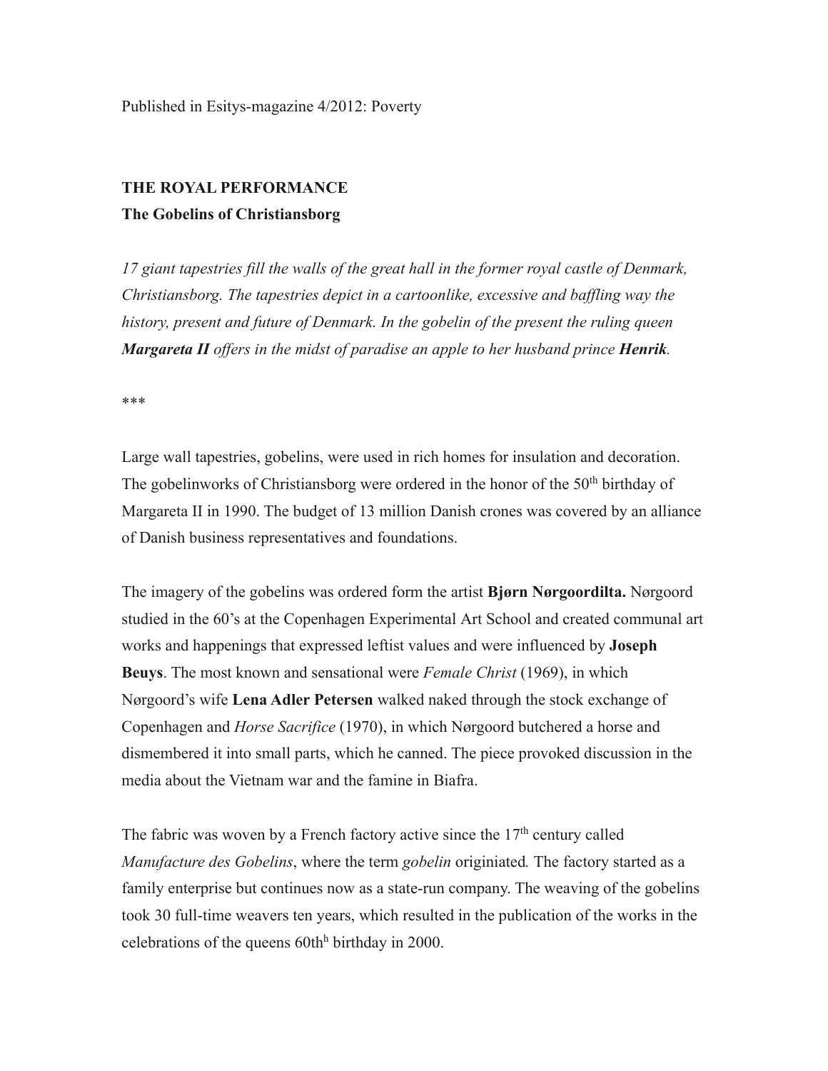Published in Esitys-magazine 4/2012: Poverty

**THE ROYAL PERFORMANCE**
**The Gobelins of Christiansborg**

*17 giant tapestries fill the walls of the great hall in the former royal castle of Denmark, Christiansborg. The tapestries depict in a cartoonlike, excessive and baffling way the history, present and future of Denmark. In the gobelin of the present the ruling queen* ***Margareta II*** *offers in the midst of paradise an apple to her husband prince* ***Henrik****.*

***

Large wall tapestries, gobelins, were used in rich homes for insulation and decoration. The gobelinworks of Christiansborg were ordered in the honor of the 50th birthday of Margareta II in 1990. The budget of 13 million Danish crones was covered by an alliance of Danish business representatives and foundations.

The imagery of the gobelins was ordered form the artist **Bjørn Nørgoordilta.** Nørgoord studied in the 60's at the Copenhagen Experimental Art School and created communal art works and happenings that expressed leftist values and were influenced by **Joseph Beuys**. The most known and sensational were *Female Christ* (1969), in which Nørgoord's wife **Lena Adler Petersen** walked naked through the stock exchange of Copenhagen and *Horse Sacrifice* (1970), in which Nørgoord butchered a horse and dismembered it into small parts, which he canned. The piece provoked discussion in the media about the Vietnam war and the famine in Biafra.

The fabric was woven by a French factory active since the 17th century called *Manufacture des Gobelins*, where the term *gobelin* originiated*.* The factory started as a family enterprise but continues now as a state-run company. The weaving of the gobelins took 30 full-time weavers ten years, which resulted in the publication of the works in the celebrations of the queens 60thh birthday in 2000.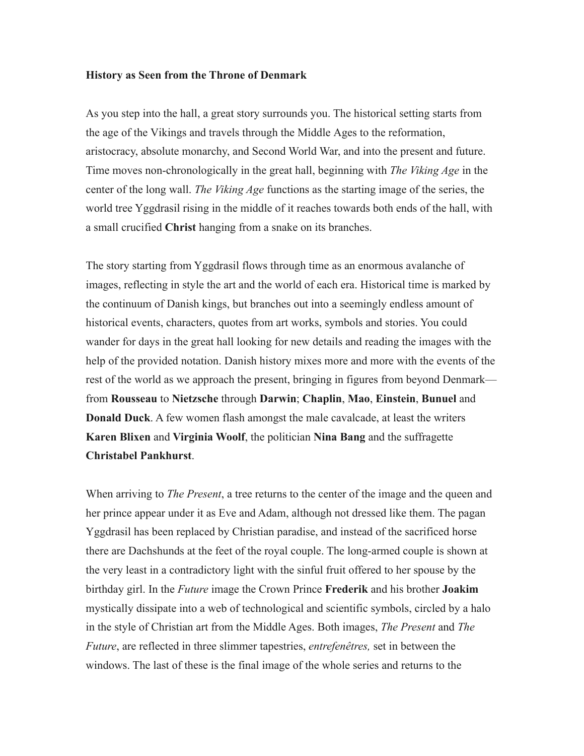**History as Seen from the Throne of Denmark**

As you step into the hall, a great story surrounds you. The historical setting starts from the age of the Vikings and travels through the Middle Ages to the reformation, aristocracy, absolute monarchy, and Second World War, and into the present and future. Time moves non-chronologically in the great hall, beginning with *The Viking Age* in the center of the long wall. *The Viking Age* functions as the starting image of the series, the world tree Yggdrasil rising in the middle of it reaches towards both ends of the hall, with a small crucified **Christ** hanging from a snake on its branches.

The story starting from Yggdrasil flows through time as an enormous avalanche of images, reflecting in style the art and the world of each era. Historical time is marked by the continuum of Danish kings, but branches out into a seemingly endless amount of historical events, characters, quotes from art works, symbols and stories. You could wander for days in the great hall looking for new details and reading the images with the help of the provided notation. Danish history mixes more and more with the events of the rest of the world as we approach the present, bringing in figures from beyond Denmark—from **Rousseau** to **Nietzsche** through **Darwin**; **Chaplin**, **Mao**, **Einstein**, **Bunuel** and **Donald Duck**. A few women flash amongst the male cavalcade, at least the writers **Karen Blixen** and **Virginia Woolf**, the politician **Nina Bang** and the suffragette **Christabel Pankhurst**.

When arriving to *The Present*, a tree returns to the center of the image and the queen and her prince appear under it as Eve and Adam, although not dressed like them. The pagan Yggdrasil has been replaced by Christian paradise, and instead of the sacrificed horse there are Dachshunds at the feet of the royal couple. The long-armed couple is shown at the very least in a contradictory light with the sinful fruit offered to her spouse by the birthday girl. In the *Future* image the Crown Prince **Frederik** and his brother **Joakim** mystically dissipate into a web of technological and scientific symbols, circled by a halo in the style of Christian art from the Middle Ages. Both images, *The Present* and *The Future*, are reflected in three slimmer tapestries, *entrefenêtres,* set in between the windows. The last of these is the final image of the whole series and returns to the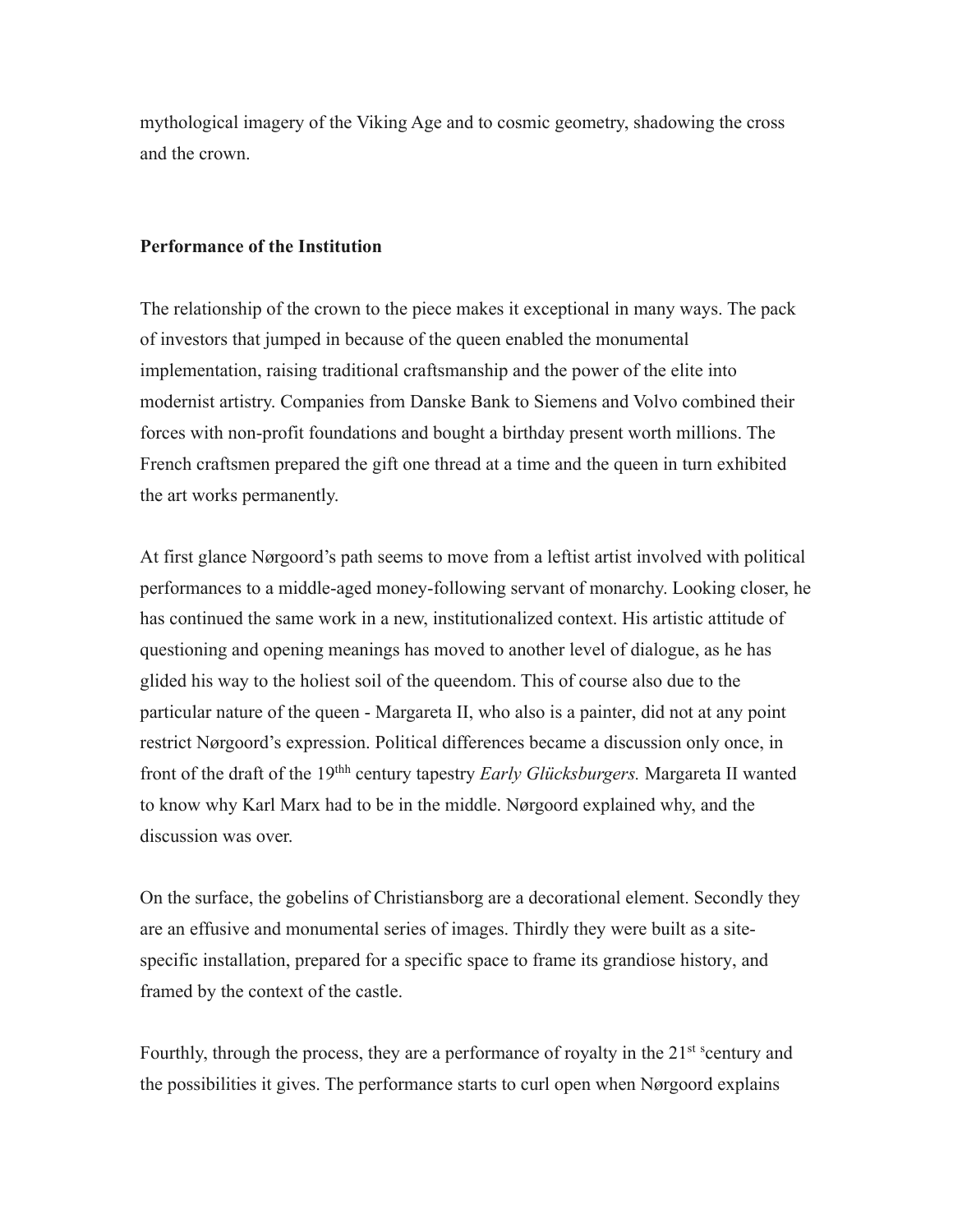mythological imagery of the Viking Age and to cosmic geometry, shadowing the cross and the crown.

## Performance of the Institution

The relationship of the crown to the piece makes it exceptional in many ways. The pack of investors that jumped in because of the queen enabled the monumental implementation, raising traditional craftsmanship and the power of the elite into modernist artistry. Companies from Danske Bank to Siemens and Volvo combined their forces with non-profit foundations and bought a birthday present worth millions. The French craftsmen prepared the gift one thread at a time and the queen in turn exhibited the art works permanently.

At first glance Nørgoord's path seems to move from a leftist artist involved with political performances to a middle-aged money-following servant of monarchy. Looking closer, he has continued the same work in a new, institutionalized context. His artistic attitude of questioning and opening meanings has moved to another level of dialogue, as he has glided his way to the holiest soil of the queendom. This of course also due to the particular nature of the queen - Margareta II, who also is a painter, did not at any point restrict Nørgoord's expression. Political differences became a discussion only once, in front of the draft of the 19thh century tapestry *Early Glücksburgers.* Margareta II wanted to know why Karl Marx had to be in the middle. Nørgoord explained why, and the discussion was over.

On the surface, the gobelins of Christiansborg are a decorational element. Secondly they are an effusive and monumental series of images. Thirdly they were built as a site-specific installation, prepared for a specific space to frame its grandiose history, and framed by the context of the castle.

Fourthly, through the process, they are a performance of royalty in the 21st scentury and the possibilities it gives. The performance starts to curl open when Nørgoord explains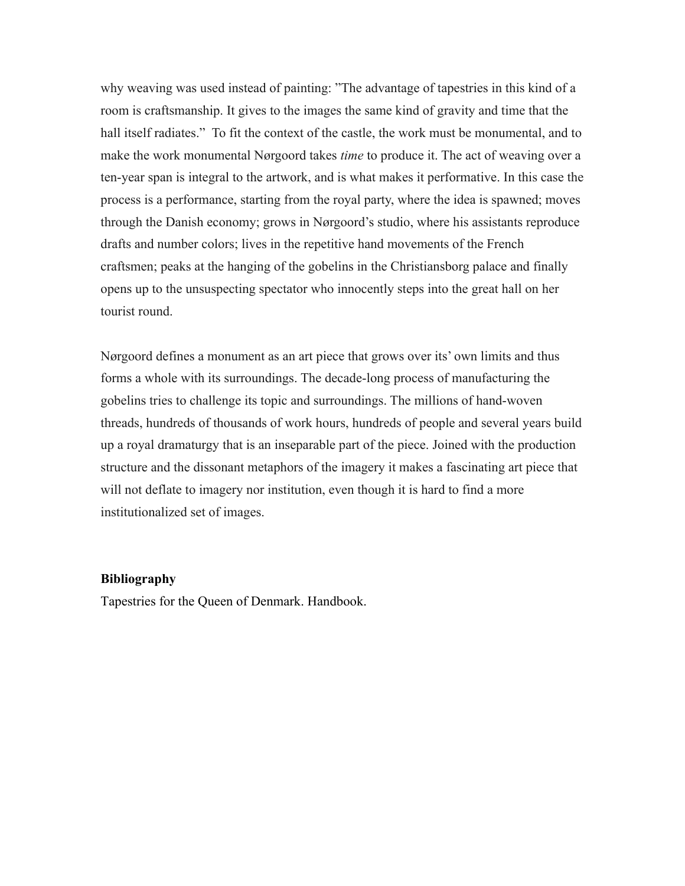why weaving was used instead of painting: ”The advantage of tapestries in this kind of a room is craftsmanship. It gives to the images the same kind of gravity and time that the hall itself radiates.” To fit the context of the castle, the work must be monumental, and to make the work monumental Nørgoord takes *time* to produce it. The act of weaving over a ten-year span is integral to the artwork, and is what makes it performative. In this case the process is a performance, starting from the royal party, where the idea is spawned; moves through the Danish economy; grows in Nørgoord's studio, where his assistants reproduce drafts and number colors; lives in the repetitive hand movements of the French craftsmen; peaks at the hanging of the gobelins in the Christiansborg palace and finally opens up to the unsuspecting spectator who innocently steps into the great hall on her tourist round.

Nørgoord defines a monument as an art piece that grows over its' own limits and thus forms a whole with its surroundings. The decade-long process of manufacturing the gobelins tries to challenge its topic and surroundings. The millions of hand-woven threads, hundreds of thousands of work hours, hundreds of people and several years build up a royal dramaturgy that is an inseparable part of the piece. Joined with the production structure and the dissonant metaphors of the imagery it makes a fascinating art piece that will not deflate to imagery nor institution, even though it is hard to find a more institutionalized set of images.

**Bibliography**

Tapestries for the Queen of Denmark. Handbook.